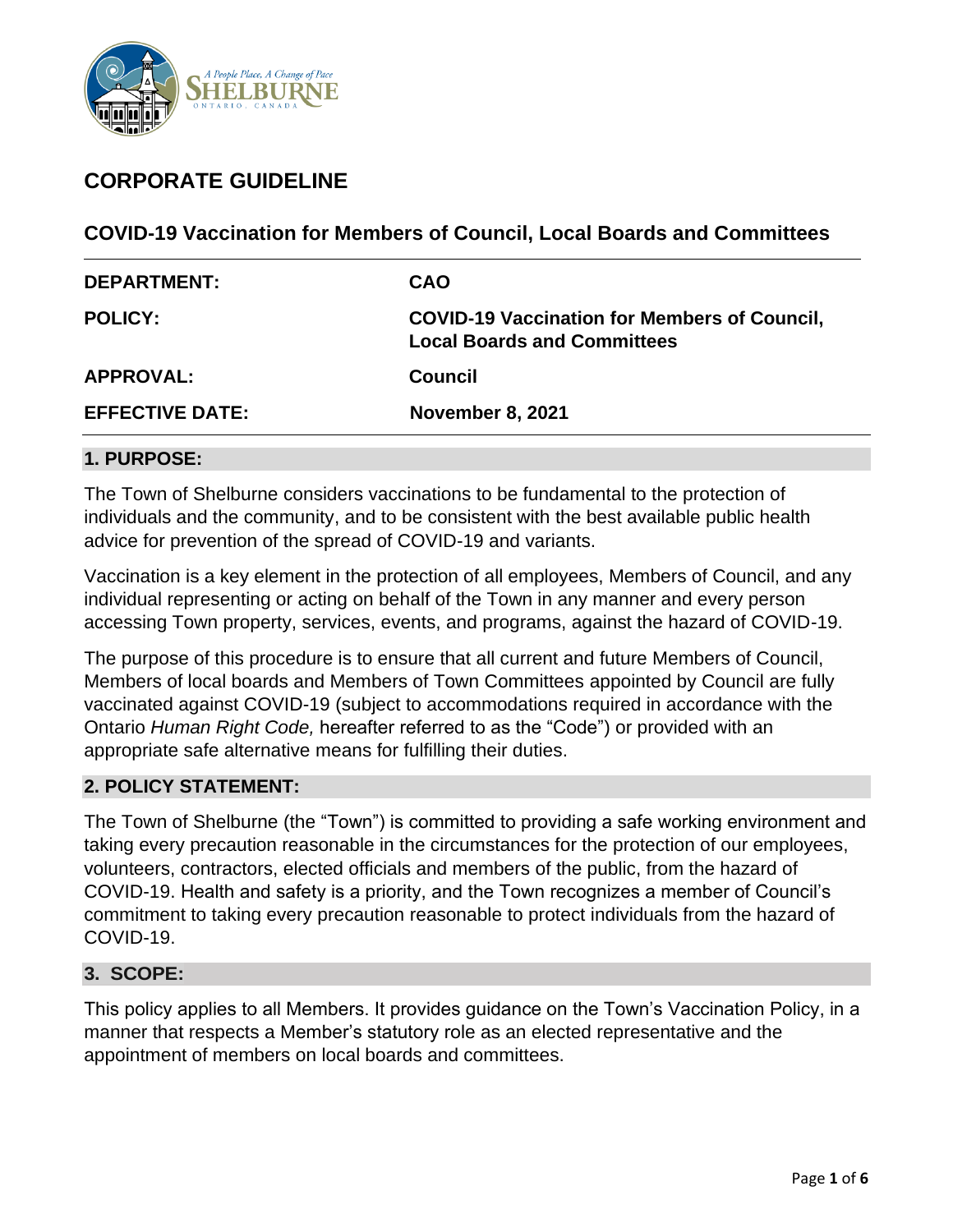# CORPORATE GUIDELINE

## COVID-19 Vaccination for Members of Council, Local Boards and Committees

| | |
|---|---|
| **DEPARTMENT:** | **CAO** |
| **POLICY:** | **COVID-19 Vaccination for Members of Council, Local Boards and Committees** |
| **APPROVAL:** | **Council** |
| **EFFECTIVE DATE:** | **November 8, 2021** |

### 1. PURPOSE:

The Town of Shelburne considers vaccinations to be fundamental to the protection of individuals and the community, and to be consistent with the best available public health advice for prevention of the spread of COVID-19 and variants.

Vaccination is a key element in the protection of all employees, Members of Council, and any individual representing or acting on behalf of the Town in any manner and every person accessing Town property, services, events, and programs, against the hazard of COVID-19.

The purpose of this procedure is to ensure that all current and future Members of Council, Members of local boards and Members of Town Committees appointed by Council are fully vaccinated against COVID-19 (subject to accommodations required in accordance with the Ontario *Human Right Code,* hereafter referred to as the "Code") or provided with an appropriate safe alternative means for fulfilling their duties.

### 2. POLICY STATEMENT:

The Town of Shelburne (the "Town") is committed to providing a safe working environment and taking every precaution reasonable in the circumstances for the protection of our employees, volunteers, contractors, elected officials and members of the public, from the hazard of COVID-19. Health and safety is a priority, and the Town recognizes a member of Council's commitment to taking every precaution reasonable to protect individuals from the hazard of COVID-19.

### 3. SCOPE:

This policy applies to all Members. It provides guidance on the Town's Vaccination Policy, in a manner that respects a Member's statutory role as an elected representative and the appointment of members on local boards and committees.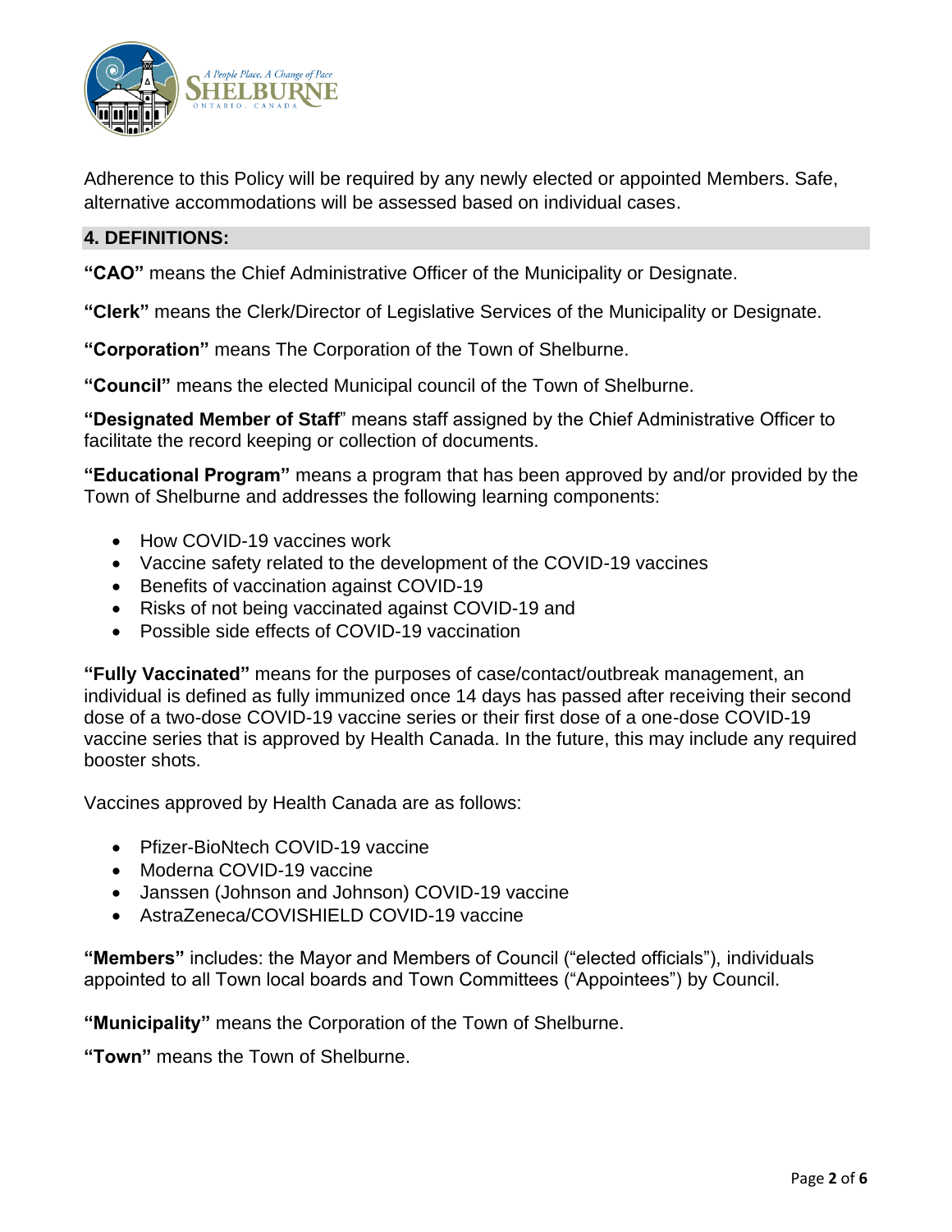Adherence to this Policy will be required by any newly elected or appointed Members. Safe, alternative accommodations will be assessed based on individual cases.

## 4. DEFINITIONS:

**"CAO"** means the Chief Administrative Officer of the Municipality or Designate.

**"Clerk"** means the Clerk/Director of Legislative Services of the Municipality or Designate.

**"Corporation"** means The Corporation of the Town of Shelburne.

**"Council"** means the elected Municipal council of the Town of Shelburne.

**"Designated Member of Staff"** means staff assigned by the Chief Administrative Officer to facilitate the record keeping or collection of documents.

**"Educational Program"** means a program that has been approved by and/or provided by the Town of Shelburne and addresses the following learning components:

- How COVID-19 vaccines work
- Vaccine safety related to the development of the COVID-19 vaccines
- Benefits of vaccination against COVID-19
- Risks of not being vaccinated against COVID-19 and
- Possible side effects of COVID-19 vaccination

**"Fully Vaccinated"** means for the purposes of case/contact/outbreak management, an individual is defined as fully immunized once 14 days has passed after receiving their second dose of a two-dose COVID-19 vaccine series or their first dose of a one-dose COVID-19 vaccine series that is approved by Health Canada. In the future, this may include any required booster shots.

Vaccines approved by Health Canada are as follows:

- Pfizer-BioNtech COVID-19 vaccine
- Moderna COVID-19 vaccine
- Janssen (Johnson and Johnson) COVID-19 vaccine
- AstraZeneca/COVISHIELD COVID-19 vaccine

**"Members"** includes: the Mayor and Members of Council ("elected officials"), individuals appointed to all Town local boards and Town Committees ("Appointees") by Council.

**"Municipality"** means the Corporation of the Town of Shelburne.

**"Town"** means the Town of Shelburne.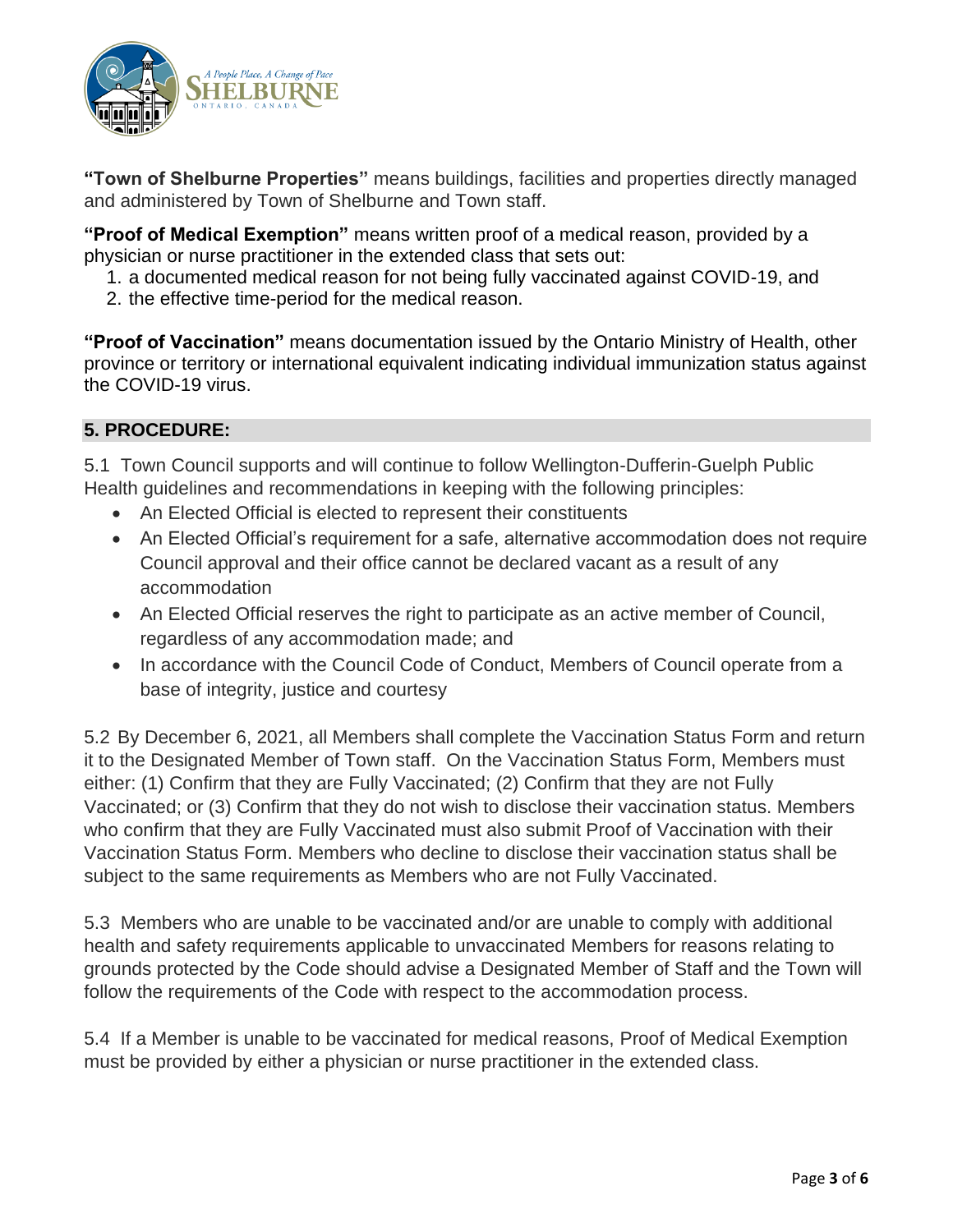**"Town of Shelburne Properties"** means buildings, facilities and properties directly managed and administered by Town of Shelburne and Town staff.

**"Proof of Medical Exemption"** means written proof of a medical reason, provided by a physician or nurse practitioner in the extended class that sets out:

1. a documented medical reason for not being fully vaccinated against COVID-19, and
2. the effective time-period for the medical reason.

**"Proof of Vaccination"** means documentation issued by the Ontario Ministry of Health, other province or territory or international equivalent indicating individual immunization status against the COVID-19 virus.

## 5. PROCEDURE:

5.1 Town Council supports and will continue to follow Wellington-Dufferin-Guelph Public Health guidelines and recommendations in keeping with the following principles:

- An Elected Official is elected to represent their constituents
- An Elected Official's requirement for a safe, alternative accommodation does not require Council approval and their office cannot be declared vacant as a result of any accommodation
- An Elected Official reserves the right to participate as an active member of Council, regardless of any accommodation made; and
- In accordance with the Council Code of Conduct, Members of Council operate from a base of integrity, justice and courtesy

5.2 By December 6, 2021, all Members shall complete the Vaccination Status Form and return it to the Designated Member of Town staff. On the Vaccination Status Form, Members must either: (1) Confirm that they are Fully Vaccinated; (2) Confirm that they are not Fully Vaccinated; or (3) Confirm that they do not wish to disclose their vaccination status. Members who confirm that they are Fully Vaccinated must also submit Proof of Vaccination with their Vaccination Status Form. Members who decline to disclose their vaccination status shall be subject to the same requirements as Members who are not Fully Vaccinated.

5.3 Members who are unable to be vaccinated and/or are unable to comply with additional health and safety requirements applicable to unvaccinated Members for reasons relating to grounds protected by the Code should advise a Designated Member of Staff and the Town will follow the requirements of the Code with respect to the accommodation process.

5.4 If a Member is unable to be vaccinated for medical reasons, Proof of Medical Exemption must be provided by either a physician or nurse practitioner in the extended class.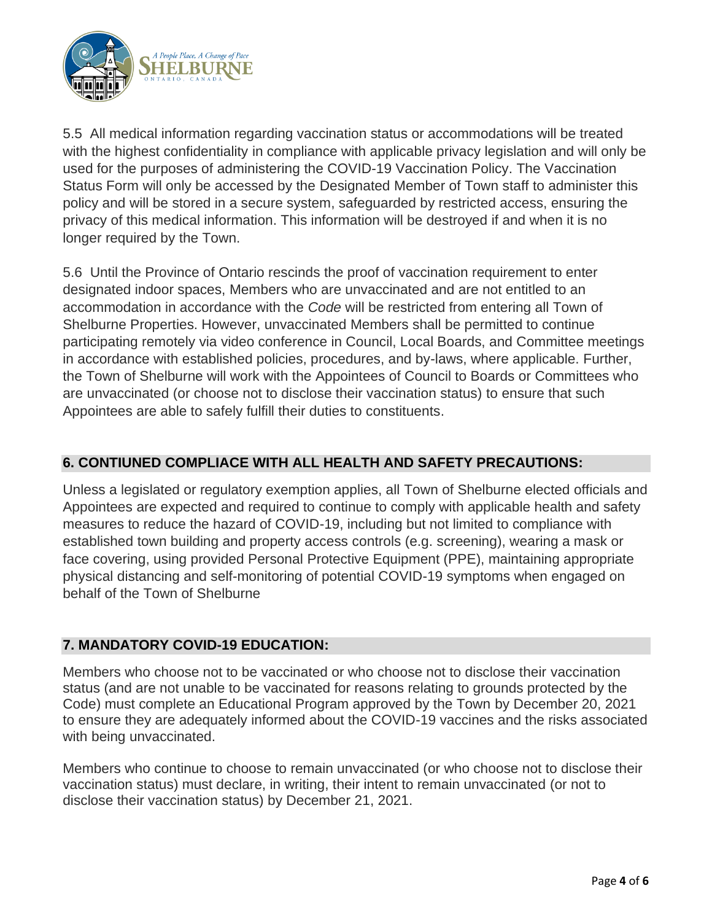5.5 All medical information regarding vaccination status or accommodations will be treated with the highest confidentiality in compliance with applicable privacy legislation and will only be used for the purposes of administering the COVID-19 Vaccination Policy. The Vaccination Status Form will only be accessed by the Designated Member of Town staff to administer this policy and will be stored in a secure system, safeguarded by restricted access, ensuring the privacy of this medical information. This information will be destroyed if and when it is no longer required by the Town.

5.6 Until the Province of Ontario rescinds the proof of vaccination requirement to enter designated indoor spaces, Members who are unvaccinated and are not entitled to an accommodation in accordance with the *Code* will be restricted from entering all Town of Shelburne Properties. However, unvaccinated Members shall be permitted to continue participating remotely via video conference in Council, Local Boards, and Committee meetings in accordance with established policies, procedures, and by-laws, where applicable. Further, the Town of Shelburne will work with the Appointees of Council to Boards or Committees who are unvaccinated (or choose not to disclose their vaccination status) to ensure that such Appointees are able to safely fulfill their duties to constituents.

## 6. CONTIUNED COMPLIACE WITH ALL HEALTH AND SAFETY PRECAUTIONS:

Unless a legislated or regulatory exemption applies, all Town of Shelburne elected officials and Appointees are expected and required to continue to comply with applicable health and safety measures to reduce the hazard of COVID-19, including but not limited to compliance with established town building and property access controls (e.g. screening), wearing a mask or face covering, using provided Personal Protective Equipment (PPE), maintaining appropriate physical distancing and self-monitoring of potential COVID-19 symptoms when engaged on behalf of the Town of Shelburne

## 7. MANDATORY COVID-19 EDUCATION:

Members who choose not to be vaccinated or who choose not to disclose their vaccination status (and are not unable to be vaccinated for reasons relating to grounds protected by the Code) must complete an Educational Program approved by the Town by December 20, 2021 to ensure they are adequately informed about the COVID-19 vaccines and the risks associated with being unvaccinated.

Members who continue to choose to remain unvaccinated (or who choose not to disclose their vaccination status) must declare, in writing, their intent to remain unvaccinated (or not to disclose their vaccination status) by December 21, 2021.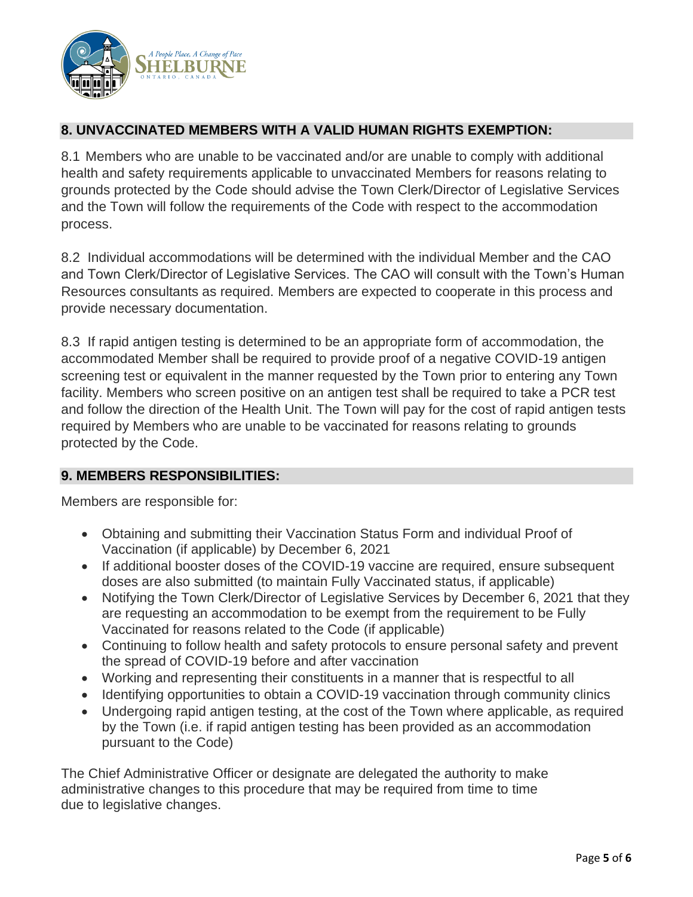## 8. UNVACCINATED MEMBERS WITH A VALID HUMAN RIGHTS EXEMPTION:

8.1 Members who are unable to be vaccinated and/or are unable to comply with additional health and safety requirements applicable to unvaccinated Members for reasons relating to grounds protected by the Code should advise the Town Clerk/Director of Legislative Services and the Town will follow the requirements of the Code with respect to the accommodation process.

8.2 Individual accommodations will be determined with the individual Member and the CAO and Town Clerk/Director of Legislative Services. The CAO will consult with the Town's Human Resources consultants as required. Members are expected to cooperate in this process and provide necessary documentation.

8.3 If rapid antigen testing is determined to be an appropriate form of accommodation, the accommodated Member shall be required to provide proof of a negative COVID-19 antigen screening test or equivalent in the manner requested by the Town prior to entering any Town facility. Members who screen positive on an antigen test shall be required to take a PCR test and follow the direction of the Health Unit. The Town will pay for the cost of rapid antigen tests required by Members who are unable to be vaccinated for reasons relating to grounds protected by the Code.

## 9. MEMBERS RESPONSIBILITIES:

Members are responsible for:

- Obtaining and submitting their Vaccination Status Form and individual Proof of Vaccination (if applicable) by December 6, 2021
- If additional booster doses of the COVID-19 vaccine are required, ensure subsequent doses are also submitted (to maintain Fully Vaccinated status, if applicable)
- Notifying the Town Clerk/Director of Legislative Services by December 6, 2021 that they are requesting an accommodation to be exempt from the requirement to be Fully Vaccinated for reasons related to the Code (if applicable)
- Continuing to follow health and safety protocols to ensure personal safety and prevent the spread of COVID-19 before and after vaccination
- Working and representing their constituents in a manner that is respectful to all
- Identifying opportunities to obtain a COVID-19 vaccination through community clinics
- Undergoing rapid antigen testing, at the cost of the Town where applicable, as required by the Town (i.e. if rapid antigen testing has been provided as an accommodation pursuant to the Code)

The Chief Administrative Officer or designate are delegated the authority to make administrative changes to this procedure that may be required from time to time due to legislative changes.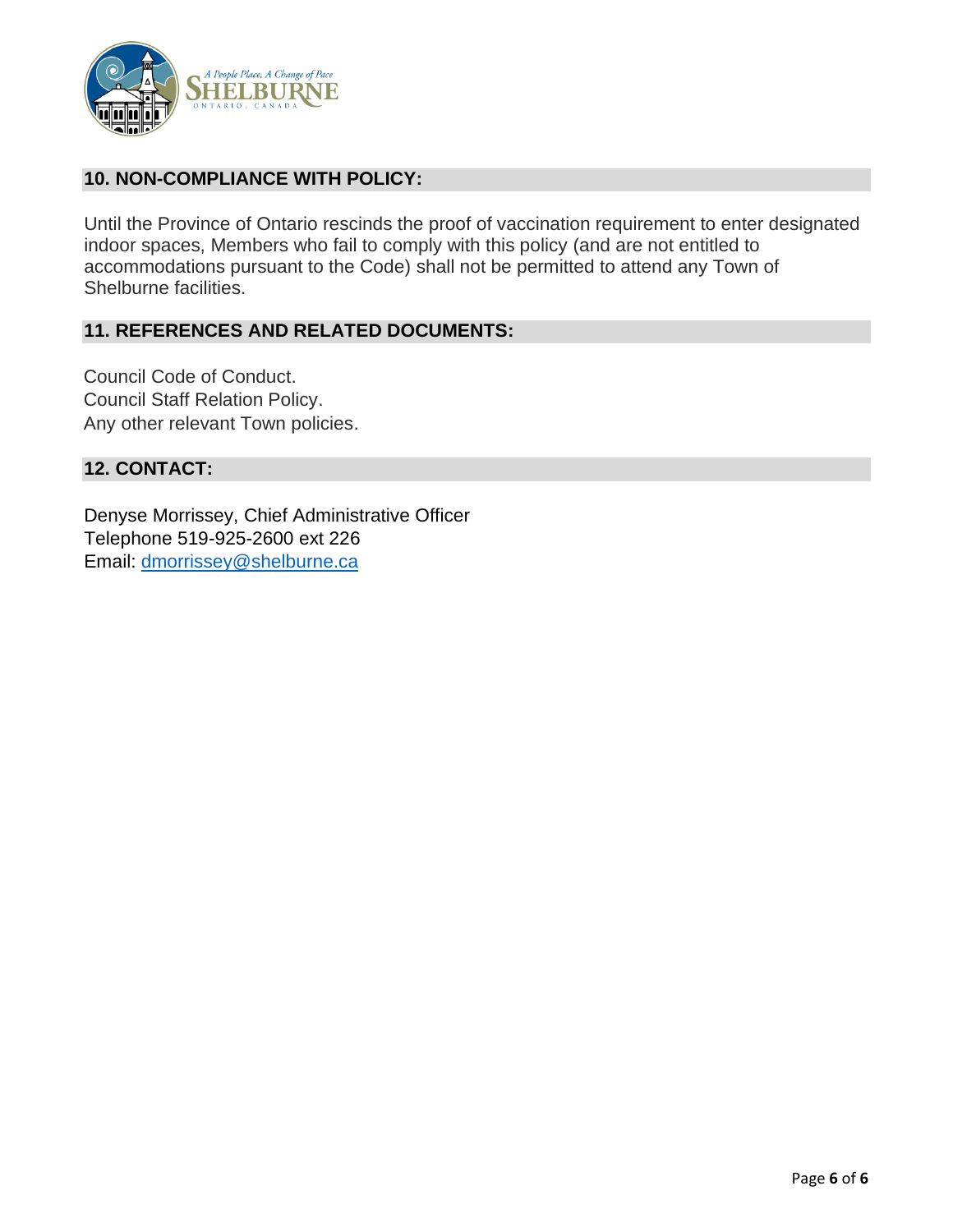## 10. NON-COMPLIANCE WITH POLICY:

Until the Province of Ontario rescinds the proof of vaccination requirement to enter designated indoor spaces, Members who fail to comply with this policy (and are not entitled to accommodations pursuant to the Code) shall not be permitted to attend any Town of Shelburne facilities.

## 11. REFERENCES AND RELATED DOCUMENTS:

Council Code of Conduct.
Council Staff Relation Policy.
Any other relevant Town policies.

## 12. CONTACT:

Denyse Morrissey, Chief Administrative Officer
Telephone 519-925-2600 ext 226
Email: dmorrissey@shelburne.ca